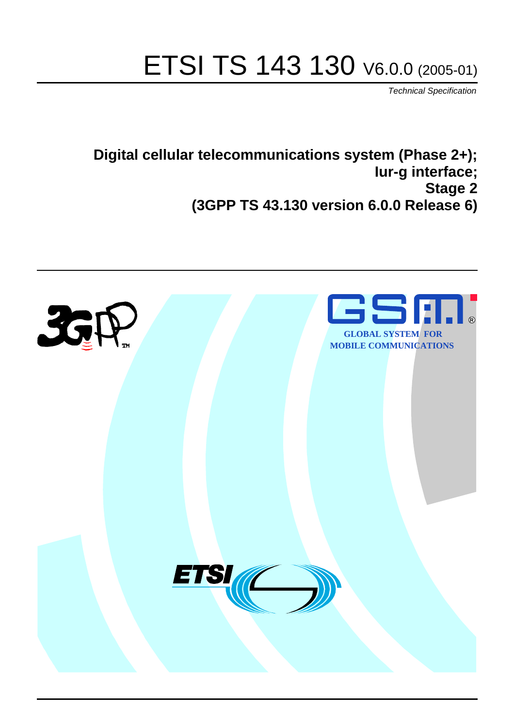# ETSI TS 143 130 V6.0.0 (2005-01)

*Technical Specification*

**Digital cellular telecommunications system (Phase 2+);**
**Iur-g interface;**
**Stage 2**
**(3GPP TS 43.130 version 6.0.0 Release 6)**

GLOBAL SYSTEM FOR MOBILE COMMUNICATIONS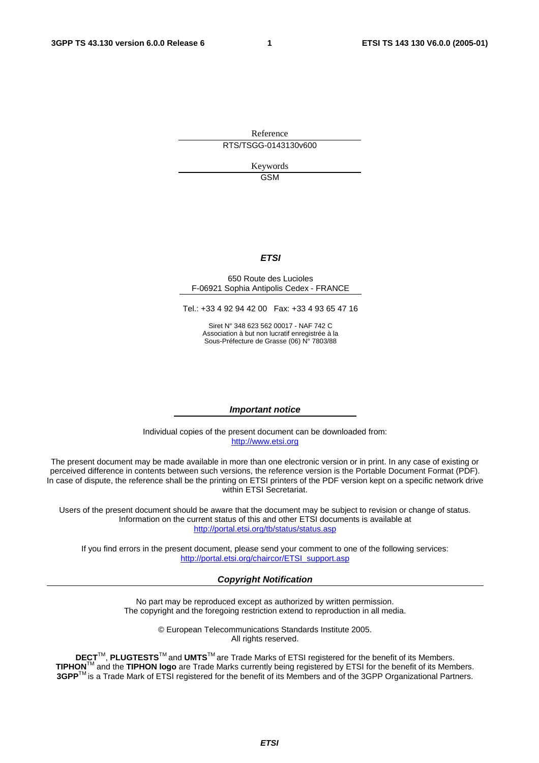Reference

RTS/TSGG-0143130v600

Keywords

GSM

***ETSI***

650 Route des Lucioles
F-06921 Sophia Antipolis Cedex - FRANCE

Tel.: +33 4 92 94 42 00   Fax: +33 4 93 65 47 16

Siret N° 348 623 562 00017 - NAF 742 C
Association à but non lucratif enregistrée à la
Sous-Préfecture de Grasse (06) N° 7803/88

***Important notice***

Individual copies of the present document can be downloaded from:
http://www.etsi.org

The present document may be made available in more than one electronic version or in print. In any case of existing or perceived difference in contents between such versions, the reference version is the Portable Document Format (PDF). In case of dispute, the reference shall be the printing on ETSI printers of the PDF version kept on a specific network drive within ETSI Secretariat.

Users of the present document should be aware that the document may be subject to revision or change of status. Information on the current status of this and other ETSI documents is available at
http://portal.etsi.org/tb/status/status.asp

If you find errors in the present document, please send your comment to one of the following services:
http://portal.etsi.org/chaircor/ETSI_support.asp

***Copyright Notification***

No part may be reproduced except as authorized by written permission.
The copyright and the foregoing restriction extend to reproduction in all media.

© European Telecommunications Standards Institute 2005.
All rights reserved.

**DECT**TM, **PLUGTESTS**TM and **UMTS**TM are Trade Marks of ETSI registered for the benefit of its Members.
**TIPHON**TM and the **TIPHON logo** are Trade Marks currently being registered by ETSI for the benefit of its Members.
**3GPP**TM is a Trade Mark of ETSI registered for the benefit of its Members and of the 3GPP Organizational Partners.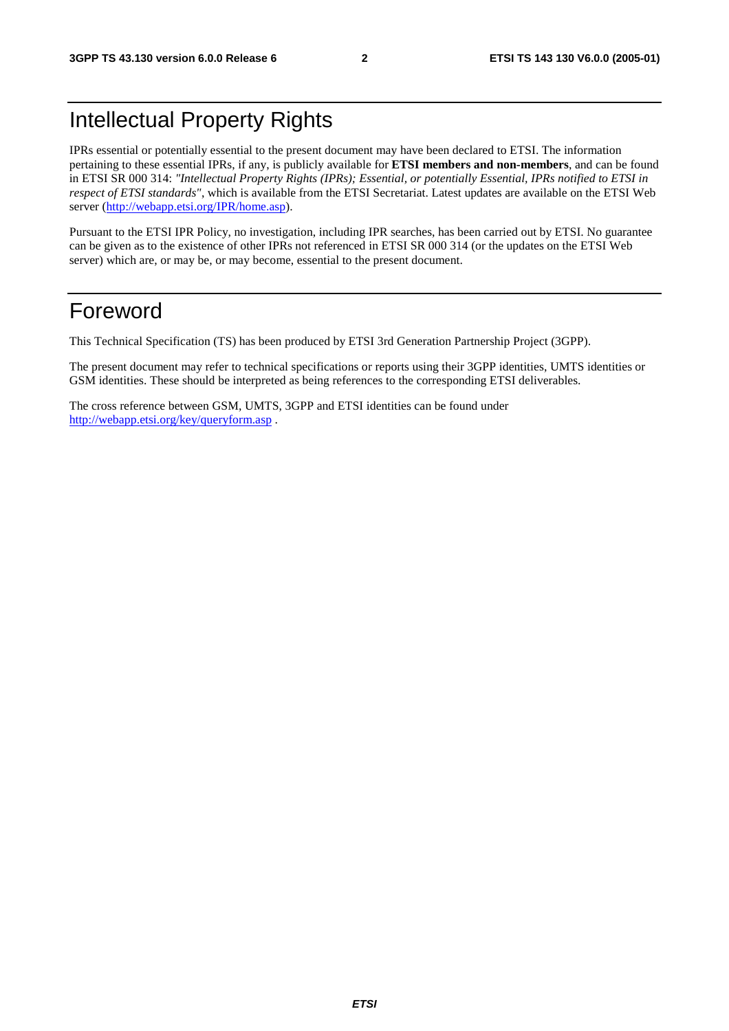# Intellectual Property Rights

IPRs essential or potentially essential to the present document may have been declared to ETSI. The information pertaining to these essential IPRs, if any, is publicly available for **ETSI members and non-members**, and can be found in ETSI SR 000 314: *"Intellectual Property Rights (IPRs); Essential, or potentially Essential, IPRs notified to ETSI in respect of ETSI standards"*, which is available from the ETSI Secretariat. Latest updates are available on the ETSI Web server (http://webapp.etsi.org/IPR/home.asp).

Pursuant to the ETSI IPR Policy, no investigation, including IPR searches, has been carried out by ETSI. No guarantee can be given as to the existence of other IPRs not referenced in ETSI SR 000 314 (or the updates on the ETSI Web server) which are, or may be, or may become, essential to the present document.

# Foreword

This Technical Specification (TS) has been produced by ETSI 3rd Generation Partnership Project (3GPP).

The present document may refer to technical specifications or reports using their 3GPP identities, UMTS identities or GSM identities. These should be interpreted as being references to the corresponding ETSI deliverables.

The cross reference between GSM, UMTS, 3GPP and ETSI identities can be found under http://webapp.etsi.org/key/queryform.asp .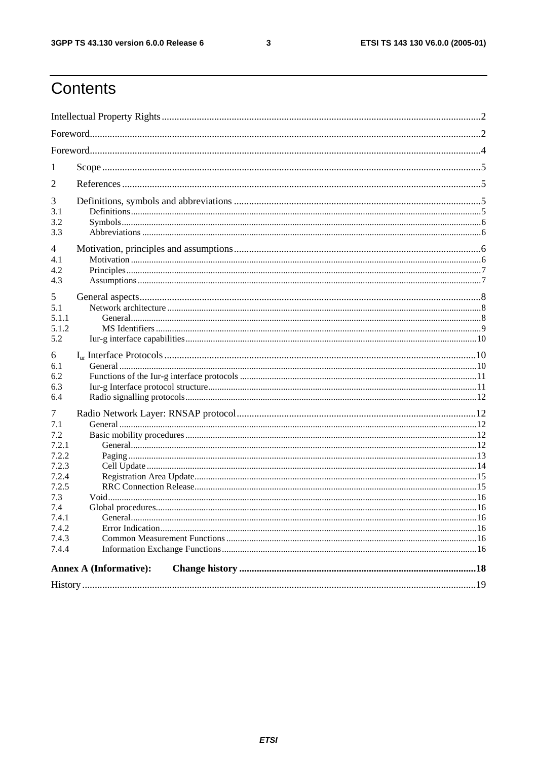# Contents

Intellectual Property Rights ..... 2

Foreword ..... 2

Foreword ..... 4

1 Scope ..... 5

2 References ..... 5

3 Definitions, symbols and abbreviations ..... 5

3.1 Definitions ..... 5

3.2 Symbols ..... 6

3.3 Abbreviations ..... 6

4 Motivation, principles and assumptions ..... 6

4.1 Motivation ..... 6

4.2 Principles ..... 7

4.3 Assumptions ..... 7

5 General aspects ..... 8

5.1 Network architecture ..... 8

5.1.1 General ..... 8

5.1.2 MS Identifiers ..... 9

5.2 Iur-g interface capabilities ..... 10

6 $I_{ur}$ Interface Protocols ..... 10

6.1 General ..... 10

6.2 Functions of the Iur-g interface protocols ..... 11

6.3 Iur-g Interface protocol structure ..... 11

6.4 Radio signalling protocols ..... 12

7 Radio Network Layer: RNSAP protocol ..... 12

7.1 General ..... 12

7.2 Basic mobility procedures ..... 12

7.2.1 General ..... 12

7.2.2 Paging ..... 13

7.2.3 Cell Update ..... 14

7.2.4 Registration Area Update ..... 15

7.2.5 RRC Connection Release ..... 15

7.3 Void ..... 16

7.4 Global procedures ..... 16

7.4.1 General ..... 16

7.4.2 Error Indication ..... 16

7.4.3 Common Measurement Functions ..... 16

7.4.4 Information Exchange Functions ..... 16

**Annex A (Informative): Change history ..... 18**

History ..... 19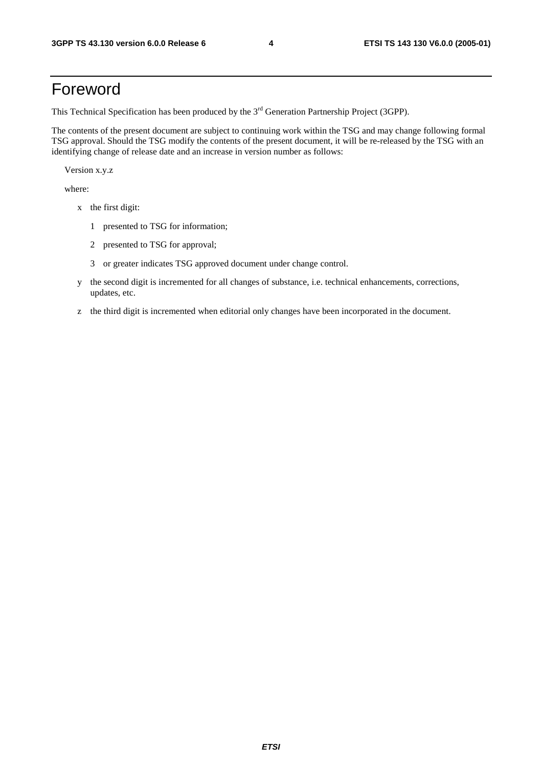# Foreword

This Technical Specification has been produced by the 3rd Generation Partnership Project (3GPP).

The contents of the present document are subject to continuing work within the TSG and may change following formal TSG approval. Should the TSG modify the contents of the present document, it will be re-released by the TSG with an identifying change of release date and an increase in version number as follows:

Version x.y.z

where:

- x the first digit:
  - 1 presented to TSG for information;
  - 2 presented to TSG for approval;
  - 3 or greater indicates TSG approved document under change control.
- y the second digit is incremented for all changes of substance, i.e. technical enhancements, corrections, updates, etc.
- z the third digit is incremented when editorial only changes have been incorporated in the document.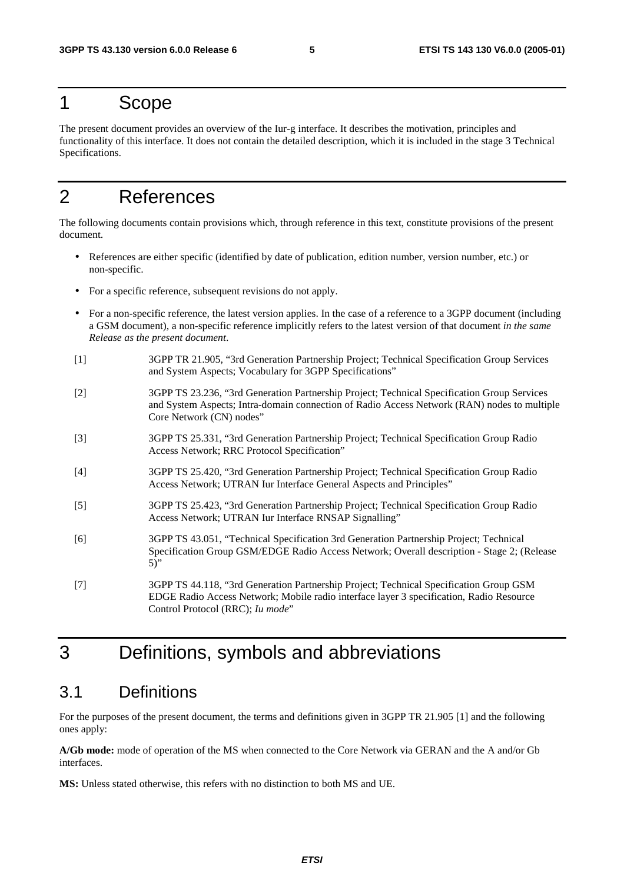# 1 Scope

The present document provides an overview of the Iur-g interface. It describes the motivation, principles and functionality of this interface. It does not contain the detailed description, which it is included in the stage 3 Technical Specifications.

# 2 References

The following documents contain provisions which, through reference in this text, constitute provisions of the present document.

- References are either specific (identified by date of publication, edition number, version number, etc.) or non-specific.
- For a specific reference, subsequent revisions do not apply.
- For a non-specific reference, the latest version applies. In the case of a reference to a 3GPP document (including a GSM document), a non-specific reference implicitly refers to the latest version of that document *in the same Release as the present document*.

[1] 3GPP TR 21.905, "3rd Generation Partnership Project; Technical Specification Group Services and System Aspects; Vocabulary for 3GPP Specifications"

[2] 3GPP TS 23.236, "3rd Generation Partnership Project; Technical Specification Group Services and System Aspects; Intra-domain connection of Radio Access Network (RAN) nodes to multiple Core Network (CN) nodes"

[3] 3GPP TS 25.331, "3rd Generation Partnership Project; Technical Specification Group Radio Access Network; RRC Protocol Specification"

[4] 3GPP TS 25.420, "3rd Generation Partnership Project; Technical Specification Group Radio Access Network; UTRAN Iur Interface General Aspects and Principles"

[5] 3GPP TS 25.423, "3rd Generation Partnership Project; Technical Specification Group Radio Access Network; UTRAN Iur Interface RNSAP Signalling"

[6] 3GPP TS 43.051, "Technical Specification 3rd Generation Partnership Project; Technical Specification Group GSM/EDGE Radio Access Network; Overall description - Stage 2; (Release 5)"

[7] 3GPP TS 44.118, "3rd Generation Partnership Project; Technical Specification Group GSM EDGE Radio Access Network; Mobile radio interface layer 3 specification, Radio Resource Control Protocol (RRC); *Iu mode*"

# 3 Definitions, symbols and abbreviations

## 3.1 Definitions

For the purposes of the present document, the terms and definitions given in 3GPP TR 21.905 [1] and the following ones apply:

**A/Gb mode:** mode of operation of the MS when connected to the Core Network via GERAN and the A and/or Gb interfaces.

**MS:** Unless stated otherwise, this refers with no distinction to both MS and UE.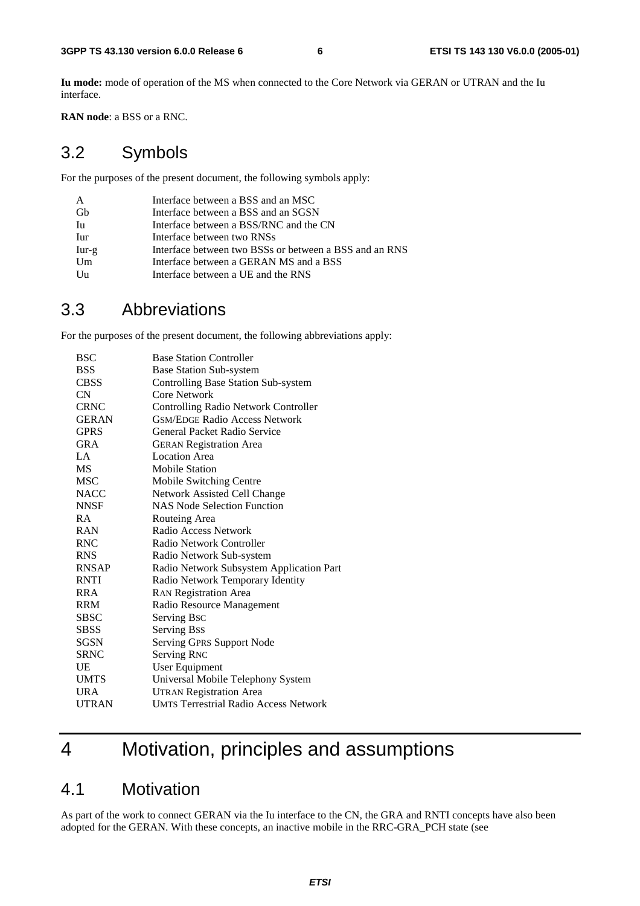**Iu mode:** mode of operation of the MS when connected to the Core Network via GERAN or UTRAN and the Iu interface.

**RAN node**: a BSS or a RNC.

## 3.2 Symbols

For the purposes of the present document, the following symbols apply:

| | |
|---|---|
| A | Interface between a BSS and an MSC |
| Gb | Interface between a BSS and an SGSN |
| Iu | Interface between a BSS/RNC and the CN |
| Iur | Interface between two RNSs |
| Iur-g | Interface between two BSSs or between a BSS and an RNS |
| Um | Interface between a GERAN MS and a BSS |
| Uu | Interface between a UE and the RNS |

## 3.3 Abbreviations

For the purposes of the present document, the following abbreviations apply:

| | |
|---|---|
| BSC | Base Station Controller |
| BSS | Base Station Sub-system |
| CBSS | Controlling Base Station Sub-system |
| CN | Core Network |
| CRNC | Controlling Radio Network Controller |
| GERAN | GSM/EDGE Radio Access Network |
| GPRS | General Packet Radio Service |
| GRA | GERAN Registration Area |
| LA | Location Area |
| MS | Mobile Station |
| MSC | Mobile Switching Centre |
| NACC | Network Assisted Cell Change |
| NNSF | NAS Node Selection Function |
| RA | Routeing Area |
| RAN | Radio Access Network |
| RNC | Radio Network Controller |
| RNS | Radio Network Sub-system |
| RNSAP | Radio Network Subsystem Application Part |
| RNTI | Radio Network Temporary Identity |
| RRA | RAN Registration Area |
| RRM | Radio Resource Management |
| SBSC | Serving BSC |
| SBSS | Serving BSS |
| SGSN | Serving GPRS Support Node |
| SRNC | Serving RNC |
| UE | User Equipment |
| UMTS | Universal Mobile Telephony System |
| URA | UTRAN Registration Area |
| UTRAN | UMTS Terrestrial Radio Access Network |

# 4 Motivation, principles and assumptions

## 4.1 Motivation

As part of the work to connect GERAN via the Iu interface to the CN, the GRA and RNTI concepts have also been adopted for the GERAN. With these concepts, an inactive mobile in the RRC-GRA_PCH state (see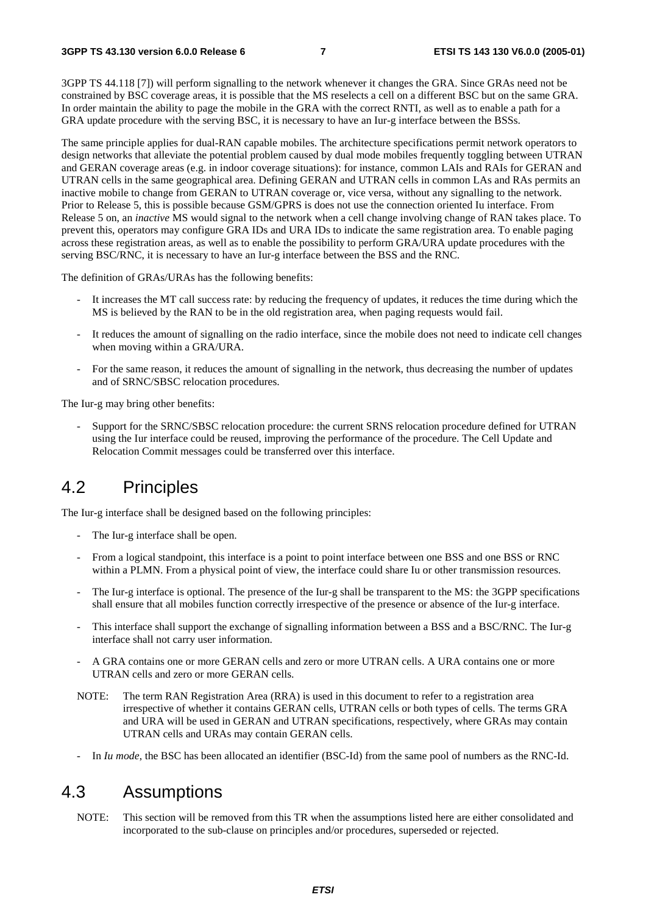3GPP TS 44.118 [7]) will perform signalling to the network whenever it changes the GRA. Since GRAs need not be constrained by BSC coverage areas, it is possible that the MS reselects a cell on a different BSC but on the same GRA. In order maintain the ability to page the mobile in the GRA with the correct RNTI, as well as to enable a path for a GRA update procedure with the serving BSC, it is necessary to have an Iur-g interface between the BSSs.

The same principle applies for dual-RAN capable mobiles. The architecture specifications permit network operators to design networks that alleviate the potential problem caused by dual mode mobiles frequently toggling between UTRAN and GERAN coverage areas (e.g. in indoor coverage situations): for instance, common LAIs and RAIs for GERAN and UTRAN cells in the same geographical area. Defining GERAN and UTRAN cells in common LAs and RAs permits an inactive mobile to change from GERAN to UTRAN coverage or, vice versa, without any signalling to the network. Prior to Release 5, this is possible because GSM/GPRS is does not use the connection oriented Iu interface. From Release 5 on, an *inactive* MS would signal to the network when a cell change involving change of RAN takes place. To prevent this, operators may configure GRA IDs and URA IDs to indicate the same registration area. To enable paging across these registration areas, as well as to enable the possibility to perform GRA/URA update procedures with the serving BSC/RNC, it is necessary to have an Iur-g interface between the BSS and the RNC.

The definition of GRAs/URAs has the following benefits:

- It increases the MT call success rate: by reducing the frequency of updates, it reduces the time during which the MS is believed by the RAN to be in the old registration area, when paging requests would fail.
- It reduces the amount of signalling on the radio interface, since the mobile does not need to indicate cell changes when moving within a GRA/URA.
- For the same reason, it reduces the amount of signalling in the network, thus decreasing the number of updates and of SRNC/SBSC relocation procedures.

The Iur-g may bring other benefits:

- Support for the SRNC/SBSC relocation procedure: the current SRNS relocation procedure defined for UTRAN using the Iur interface could be reused, improving the performance of the procedure. The Cell Update and Relocation Commit messages could be transferred over this interface.

## 4.2 Principles

The Iur-g interface shall be designed based on the following principles:

- The Iur-g interface shall be open.
- From a logical standpoint, this interface is a point to point interface between one BSS and one BSS or RNC within a PLMN. From a physical point of view, the interface could share Iu or other transmission resources.
- The Iur-g interface is optional. The presence of the Iur-g shall be transparent to the MS: the 3GPP specifications shall ensure that all mobiles function correctly irrespective of the presence or absence of the Iur-g interface.
- This interface shall support the exchange of signalling information between a BSS and a BSC/RNC. The Iur-g interface shall not carry user information.
- A GRA contains one or more GERAN cells and zero or more UTRAN cells. A URA contains one or more UTRAN cells and zero or more GERAN cells.

NOTE: The term RAN Registration Area (RRA) is used in this document to refer to a registration area irrespective of whether it contains GERAN cells, UTRAN cells or both types of cells. The terms GRA and URA will be used in GERAN and UTRAN specifications, respectively, where GRAs may contain UTRAN cells and URAs may contain GERAN cells.

- In *Iu mode*, the BSC has been allocated an identifier (BSC-Id) from the same pool of numbers as the RNC-Id.

## 4.3 Assumptions

NOTE: This section will be removed from this TR when the assumptions listed here are either consolidated and incorporated to the sub-clause on principles and/or procedures, superseded or rejected.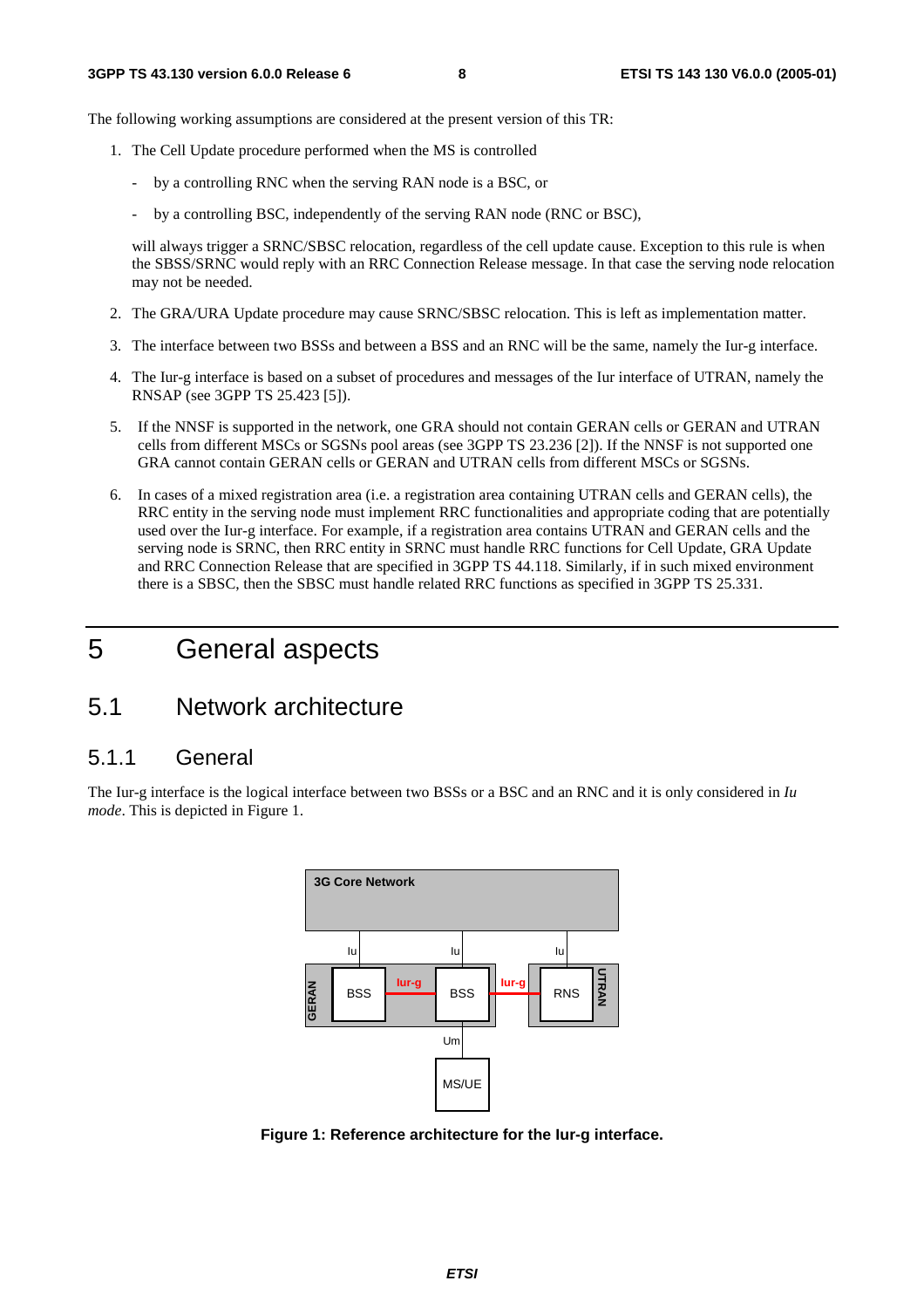The following working assumptions are considered at the present version of this TR:

1. The Cell Update procedure performed when the MS is controlled

   - by a controlling RNC when the serving RAN node is a BSC, or

   - by a controlling BSC, independently of the serving RAN node (RNC or BSC),

   will always trigger a SRNC/SBSC relocation, regardless of the cell update cause. Exception to this rule is when the SBSS/SRNC would reply with an RRC Connection Release message. In that case the serving node relocation may not be needed.

2. The GRA/URA Update procedure may cause SRNC/SBSC relocation. This is left as implementation matter.

3. The interface between two BSSs and between a BSS and an RNC will be the same, namely the Iur-g interface.

4. The Iur-g interface is based on a subset of procedures and messages of the Iur interface of UTRAN, namely the RNSAP (see 3GPP TS 25.423 [5]).

5. If the NNSF is supported in the network, one GRA should not contain GERAN cells or GERAN and UTRAN cells from different MSCs or SGSNs pool areas (see 3GPP TS 23.236 [2]). If the NNSF is not supported one GRA cannot contain GERAN cells or GERAN and UTRAN cells from different MSCs or SGSNs.

6. In cases of a mixed registration area (i.e. a registration area containing UTRAN cells and GERAN cells), the RRC entity in the serving node must implement RRC functionalities and appropriate coding that are potentially used over the Iur-g interface. For example, if a registration area contains UTRAN and GERAN cells and the serving node is SRNC, then RRC entity in SRNC must handle RRC functions for Cell Update, GRA Update and RRC Connection Release that are specified in 3GPP TS 44.118. Similarly, if in such mixed environment there is a SBSC, then the SBSC must handle related RRC functions as specified in 3GPP TS 25.331.

# 5 General aspects

## 5.1 Network architecture

### 5.1.1 General

The Iur-g interface is the logical interface between two BSSs or a BSC and an RNC and it is only considered in *Iu mode*. This is depicted in Figure 1.

**Figure 1: Reference architecture for the Iur-g interface.**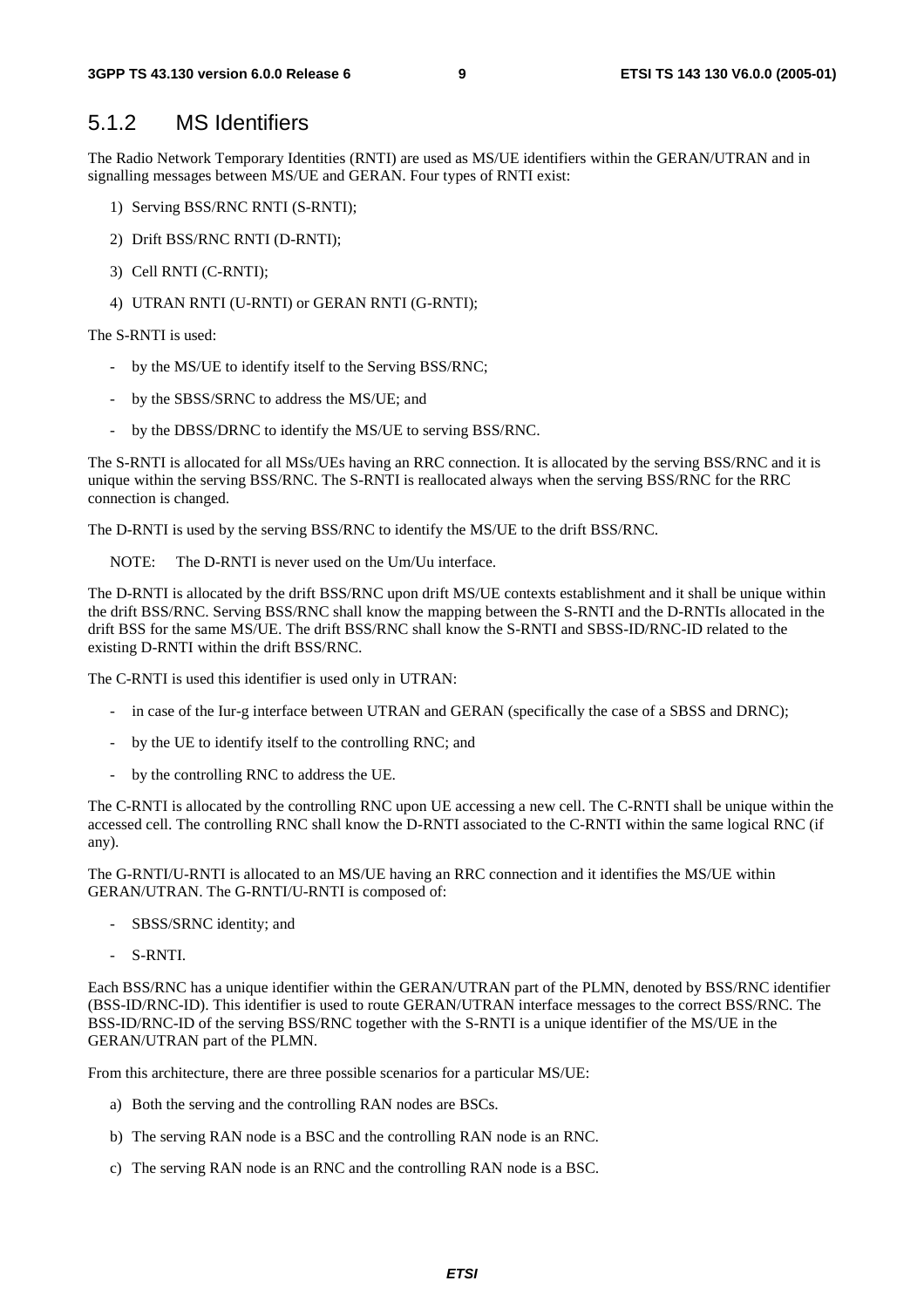### 5.1.2 MS Identifiers

The Radio Network Temporary Identities (RNTI) are used as MS/UE identifiers within the GERAN/UTRAN and in signalling messages between MS/UE and GERAN. Four types of RNTI exist:

1) Serving BSS/RNC RNTI (S-RNTI);

2) Drift BSS/RNC RNTI (D-RNTI);

3) Cell RNTI (C-RNTI);

4) UTRAN RNTI (U-RNTI) or GERAN RNTI (G-RNTI);

The S-RNTI is used:

- by the MS/UE to identify itself to the Serving BSS/RNC;
- by the SBSS/SRNC to address the MS/UE; and
- by the DBSS/DRNC to identify the MS/UE to serving BSS/RNC.

The S-RNTI is allocated for all MSs/UEs having an RRC connection. It is allocated by the serving BSS/RNC and it is unique within the serving BSS/RNC. The S-RNTI is reallocated always when the serving BSS/RNC for the RRC connection is changed.

The D-RNTI is used by the serving BSS/RNC to identify the MS/UE to the drift BSS/RNC.

NOTE: The D-RNTI is never used on the Um/Uu interface.

The D-RNTI is allocated by the drift BSS/RNC upon drift MS/UE contexts establishment and it shall be unique within the drift BSS/RNC. Serving BSS/RNC shall know the mapping between the S-RNTI and the D-RNTIs allocated in the drift BSS for the same MS/UE. The drift BSS/RNC shall know the S-RNTI and SBSS-ID/RNC-ID related to the existing D-RNTI within the drift BSS/RNC.

The C-RNTI is used this identifier is used only in UTRAN:

- in case of the Iur-g interface between UTRAN and GERAN (specifically the case of a SBSS and DRNC);
- by the UE to identify itself to the controlling RNC; and
- by the controlling RNC to address the UE.

The C-RNTI is allocated by the controlling RNC upon UE accessing a new cell. The C-RNTI shall be unique within the accessed cell. The controlling RNC shall know the D-RNTI associated to the C-RNTI within the same logical RNC (if any).

The G-RNTI/U-RNTI is allocated to an MS/UE having an RRC connection and it identifies the MS/UE within GERAN/UTRAN. The G-RNTI/U-RNTI is composed of:

- SBSS/SRNC identity; and
- S-RNTI.

Each BSS/RNC has a unique identifier within the GERAN/UTRAN part of the PLMN, denoted by BSS/RNC identifier (BSS-ID/RNC-ID). This identifier is used to route GERAN/UTRAN interface messages to the correct BSS/RNC. The BSS-ID/RNC-ID of the serving BSS/RNC together with the S-RNTI is a unique identifier of the MS/UE in the GERAN/UTRAN part of the PLMN.

From this architecture, there are three possible scenarios for a particular MS/UE:

a) Both the serving and the controlling RAN nodes are BSCs.

b) The serving RAN node is a BSC and the controlling RAN node is an RNC.

c) The serving RAN node is an RNC and the controlling RAN node is a BSC.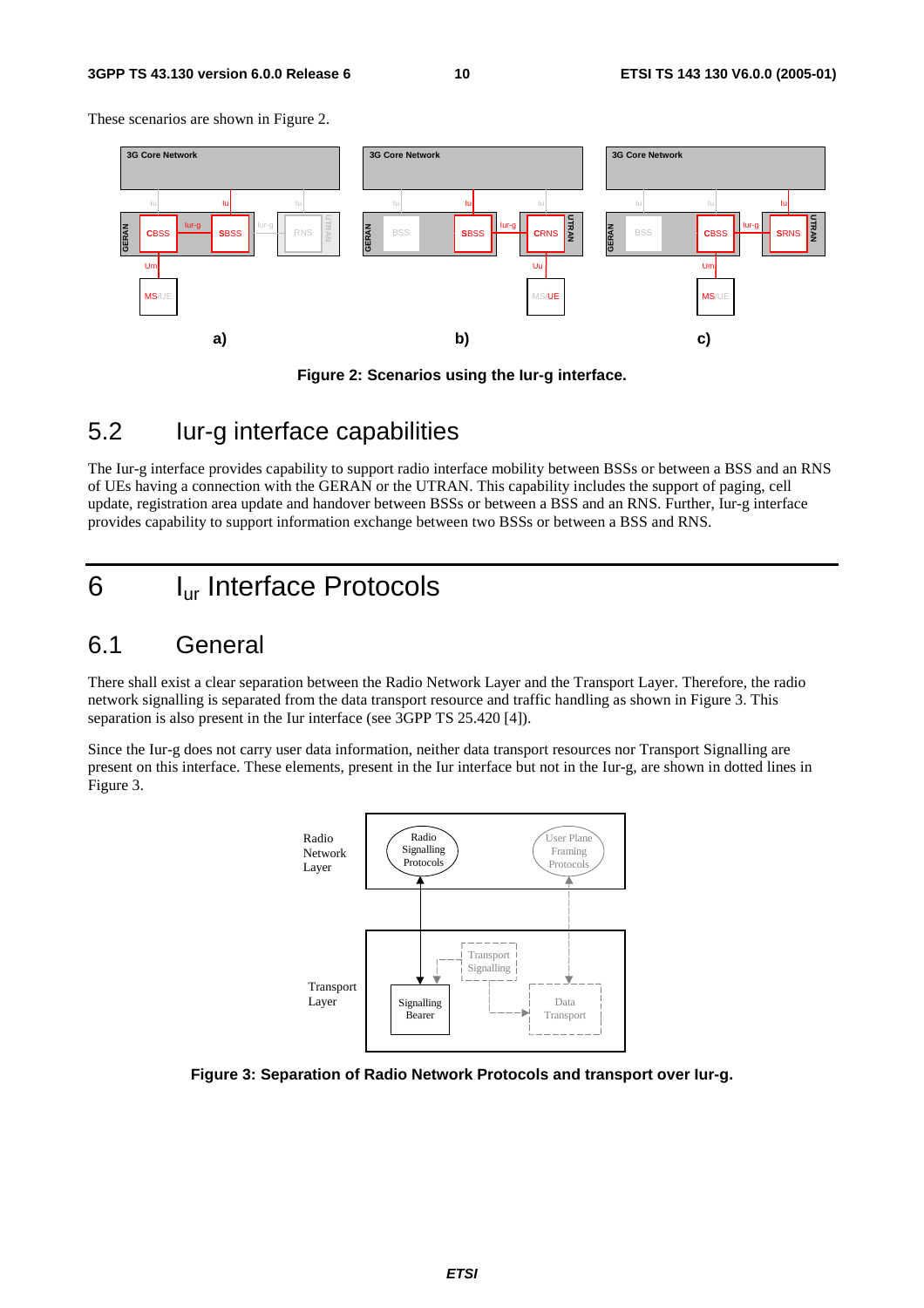These scenarios are shown in Figure 2.

**Figure 2: Scenarios using the Iur-g interface.**

## 5.2 Iur-g interface capabilities

The Iur-g interface provides capability to support radio interface mobility between BSSs or between a BSS and an RNS of UEs having a connection with the GERAN or the UTRAN. This capability includes the support of paging, cell update, registration area update and handover between BSSs or between a BSS and an RNS. Further, Iur-g interface provides capability to support information exchange between two BSSs or between a BSS and RNS.

# 6 $I_{ur}$ Interface Protocols

## 6.1 General

There shall exist a clear separation between the Radio Network Layer and the Transport Layer. Therefore, the radio network signalling is separated from the data transport resource and traffic handling as shown in Figure 3. This separation is also present in the Iur interface (see 3GPP TS 25.420 [4]).

Since the Iur-g does not carry user data information, neither data transport resources nor Transport Signalling are present on this interface. These elements, present in the Iur interface but not in the Iur-g, are shown in dotted lines in Figure 3.

**Figure 3: Separation of Radio Network Protocols and transport over Iur-g.**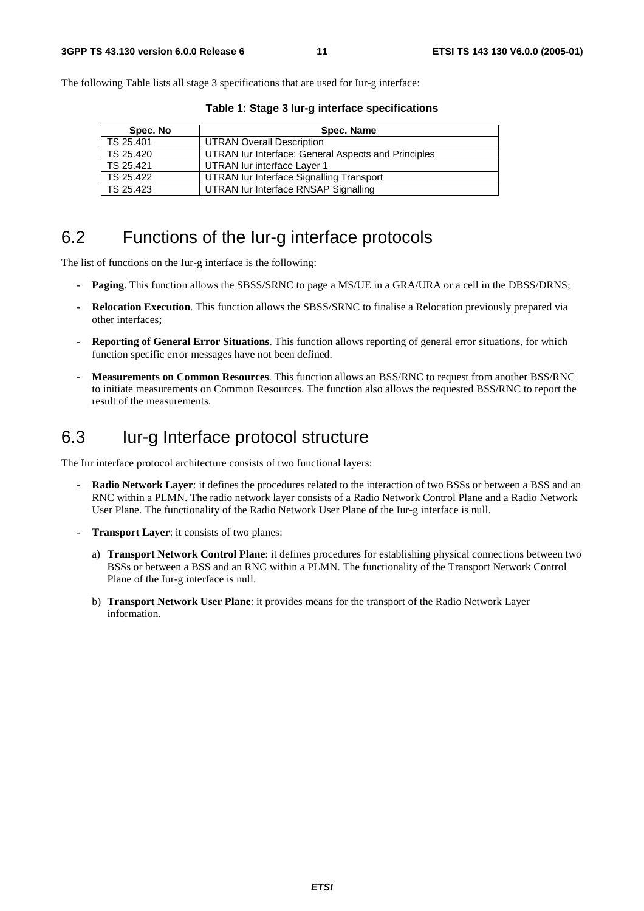The following Table lists all stage 3 specifications that are used for Iur-g interface:

**Table 1: Stage 3 Iur-g interface specifications**

| Spec. No | Spec. Name |
| --- | --- |
| TS 25.401 | UTRAN Overall Description |
| TS 25.420 | UTRAN Iur Interface: General Aspects and Principles |
| TS 25.421 | UTRAN Iur interface Layer 1 |
| TS 25.422 | UTRAN Iur Interface Signalling Transport |
| TS 25.423 | UTRAN Iur Interface RNSAP Signalling |

## 6.2 Functions of the Iur-g interface protocols

The list of functions on the Iur-g interface is the following:

- **Paging**. This function allows the SBSS/SRNC to page a MS/UE in a GRA/URA or a cell in the DBSS/DRNS;
- **Relocation Execution**. This function allows the SBSS/SRNC to finalise a Relocation previously prepared via other interfaces;
- **Reporting of General Error Situations**. This function allows reporting of general error situations, for which function specific error messages have not been defined.
- **Measurements on Common Resources**. This function allows an BSS/RNC to request from another BSS/RNC to initiate measurements on Common Resources. The function also allows the requested BSS/RNC to report the result of the measurements.

## 6.3 Iur-g Interface protocol structure

The Iur interface protocol architecture consists of two functional layers:

- **Radio Network Layer**: it defines the procedures related to the interaction of two BSSs or between a BSS and an RNC within a PLMN. The radio network layer consists of a Radio Network Control Plane and a Radio Network User Plane. The functionality of the Radio Network User Plane of the Iur-g interface is null.
- **Transport Layer**: it consists of two planes:
    a) **Transport Network Control Plane**: it defines procedures for establishing physical connections between two BSSs or between a BSS and an RNC within a PLMN. The functionality of the Transport Network Control Plane of the Iur-g interface is null.

    b) **Transport Network User Plane**: it provides means for the transport of the Radio Network Layer information.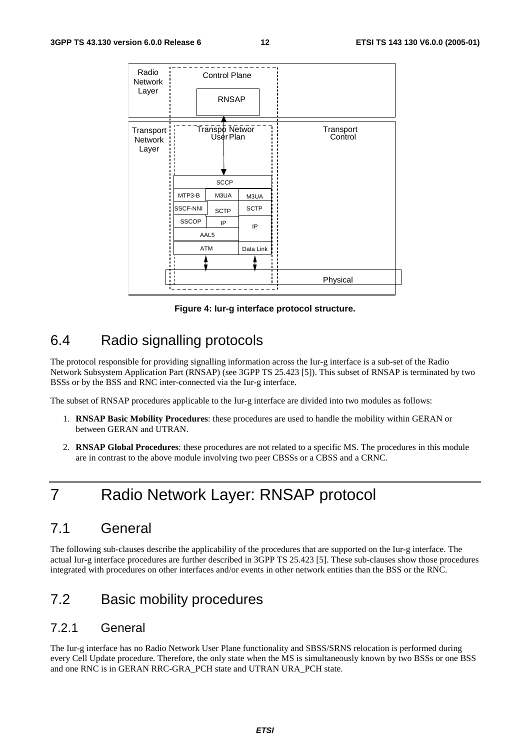Figure 4: Iur-g interface protocol structure.

## 6.4 Radio signalling protocols

The protocol responsible for providing signalling information across the Iur-g interface is a sub-set of the Radio Network Subsystem Application Part (RNSAP) (see 3GPP TS 25.423 [5]). This subset of RNSAP is terminated by two BSSs or by the BSS and RNC inter-connected via the Iur-g interface.

The subset of RNSAP procedures applicable to the Iur-g interface are divided into two modules as follows:

1. **RNSAP Basic Mobility Procedures**: these procedures are used to handle the mobility within GERAN or between GERAN and UTRAN.

2. **RNSAP Global Procedures**: these procedures are not related to a specific MS. The procedures in this module are in contrast to the above module involving two peer CBSSs or a CBSS and a CRNC.

# 7 Radio Network Layer: RNSAP protocol

## 7.1 General

The following sub-clauses describe the applicability of the procedures that are supported on the Iur-g interface. The actual Iur-g interface procedures are further described in 3GPP TS 25.423 [5]. These sub-clauses show those procedures integrated with procedures on other interfaces and/or events in other network entities than the BSS or the RNC.

## 7.2 Basic mobility procedures

### 7.2.1 General

The Iur-g interface has no Radio Network User Plane functionality and SBSS/SRNS relocation is performed during every Cell Update procedure. Therefore, the only state when the MS is simultaneously known by two BSSs or one BSS and one RNC is in GERAN RRC-GRA_PCH state and UTRAN URA_PCH state.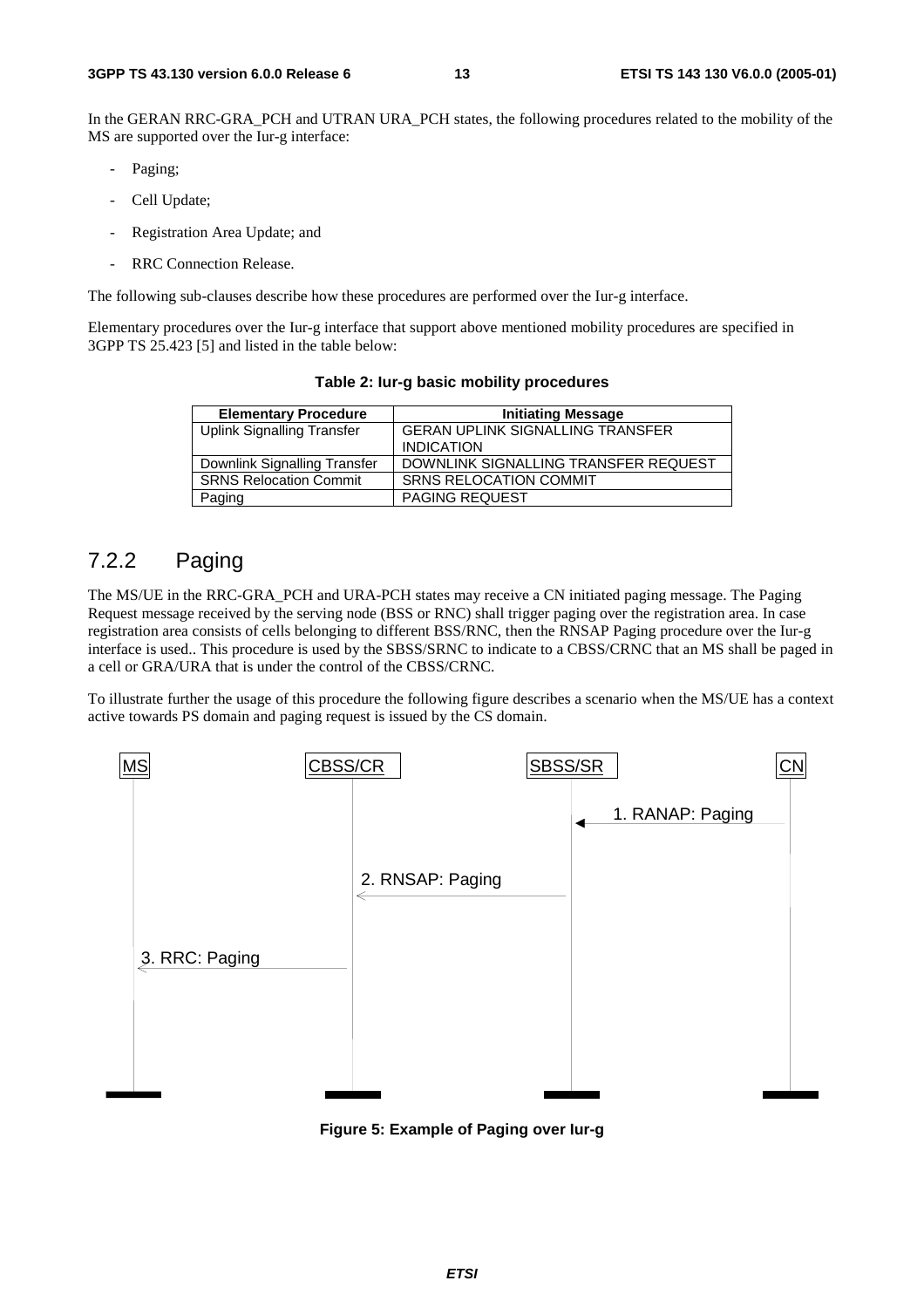In the GERAN RRC-GRA_PCH and UTRAN URA_PCH states, the following procedures related to the mobility of the MS are supported over the Iur-g interface:

- Paging;
- Cell Update;
- Registration Area Update; and
- RRC Connection Release.

The following sub-clauses describe how these procedures are performed over the Iur-g interface.

Elementary procedures over the Iur-g interface that support above mentioned mobility procedures are specified in 3GPP TS 25.423 [5] and listed in the table below:

**Table 2: Iur-g basic mobility procedures**

| Elementary Procedure | Initiating Message |
|---|---|
| Uplink Signalling Transfer | GERAN UPLINK SIGNALLING TRANSFER INDICATION |
| Downlink Signalling Transfer | DOWNLINK SIGNALLING TRANSFER REQUEST |
| SRNS Relocation Commit | SRNS RELOCATION COMMIT |
| Paging | PAGING REQUEST |

## 7.2.2 Paging

The MS/UE in the RRC-GRA_PCH and URA-PCH states may receive a CN initiated paging message. The Paging Request message received by the serving node (BSS or RNC) shall trigger paging over the registration area. In case registration area consists of cells belonging to different BSS/RNC, then the RNSAP Paging procedure over the Iur-g interface is used.. This procedure is used by the SBSS/SRNC to indicate to a CBSS/CRNC that an MS shall be paged in a cell or GRA/URA that is under the control of the CBSS/CRNC.

To illustrate further the usage of this procedure the following figure describes a scenario when the MS/UE has a context active towards PS domain and paging request is issued by the CS domain.

MS | CBSS/CR | SBSS/SR | CN

1. RANAP: Paging (CN → SBSS/SR)
2. RNSAP: Paging (SBSS/SR → CBSS/CR)
3. RRC: Paging (CBSS/CR → MS)

**Figure 5: Example of Paging over Iur-g**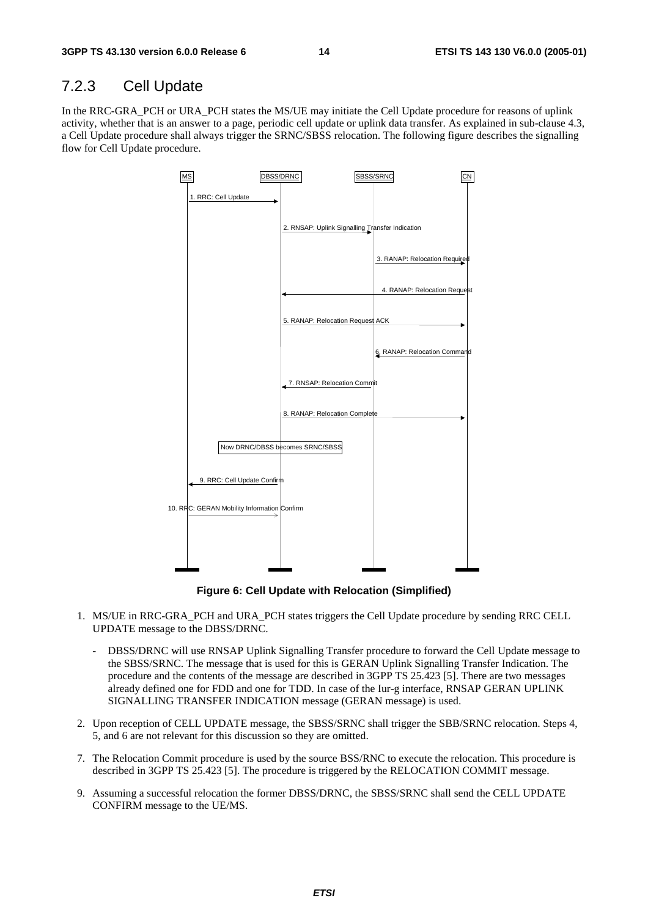## 7.2.3 Cell Update

In the RRC-GRA_PCH or URA_PCH states the MS/UE may initiate the Cell Update procedure for reasons of uplink activity, whether that is an answer to a page, periodic cell update or uplink data transfer. As explained in sub-clause 4.3, a Cell Update procedure shall always trigger the SRNC/SBSS relocation. The following figure describes the signalling flow for Cell Update procedure.

MS | DBSS/DRNC | SBSS/SRNC | CN

1. RRC: Cell Update
2. RNSAP: Uplink Signalling Transfer Indication
3. RANAP: Relocation Required
4. RANAP: Relocation Request
5. RANAP: Relocation Request ACK
6. RANAP: Relocation Command
7. RNSAP: Relocation Commit
8. RANAP: Relocation Complete

Now DRNC/DBSS becomes SRNC/SBSS

9. RRC: Cell Update Confirm
10. RRC: GERAN Mobility Information Confirm

**Figure 6: Cell Update with Relocation (Simplified)**

1. MS/UE in RRC-GRA_PCH and URA_PCH states triggers the Cell Update procedure by sending RRC CELL UPDATE message to the DBSS/DRNC.

   - DBSS/DRNC will use RNSAP Uplink Signalling Transfer procedure to forward the Cell Update message to the SBSS/SRNC. The message that is used for this is GERAN Uplink Signalling Transfer Indication. The procedure and the contents of the message are described in 3GPP TS 25.423 [5]. There are two messages already defined one for FDD and one for TDD. In case of the Iur-g interface, RNSAP GERAN UPLINK SIGNALLING TRANSFER INDICATION message (GERAN message) is used.

2. Upon reception of CELL UPDATE message, the SBSS/SRNC shall trigger the SBB/SRNC relocation. Steps 4, 5, and 6 are not relevant for this discussion so they are omitted.

7. The Relocation Commit procedure is used by the source BSS/RNC to execute the relocation. This procedure is described in 3GPP TS 25.423 [5]. The procedure is triggered by the RELOCATION COMMIT message.

9. Assuming a successful relocation the former DBSS/DRNC, the SBSS/SRNC shall send the CELL UPDATE CONFIRM message to the UE/MS.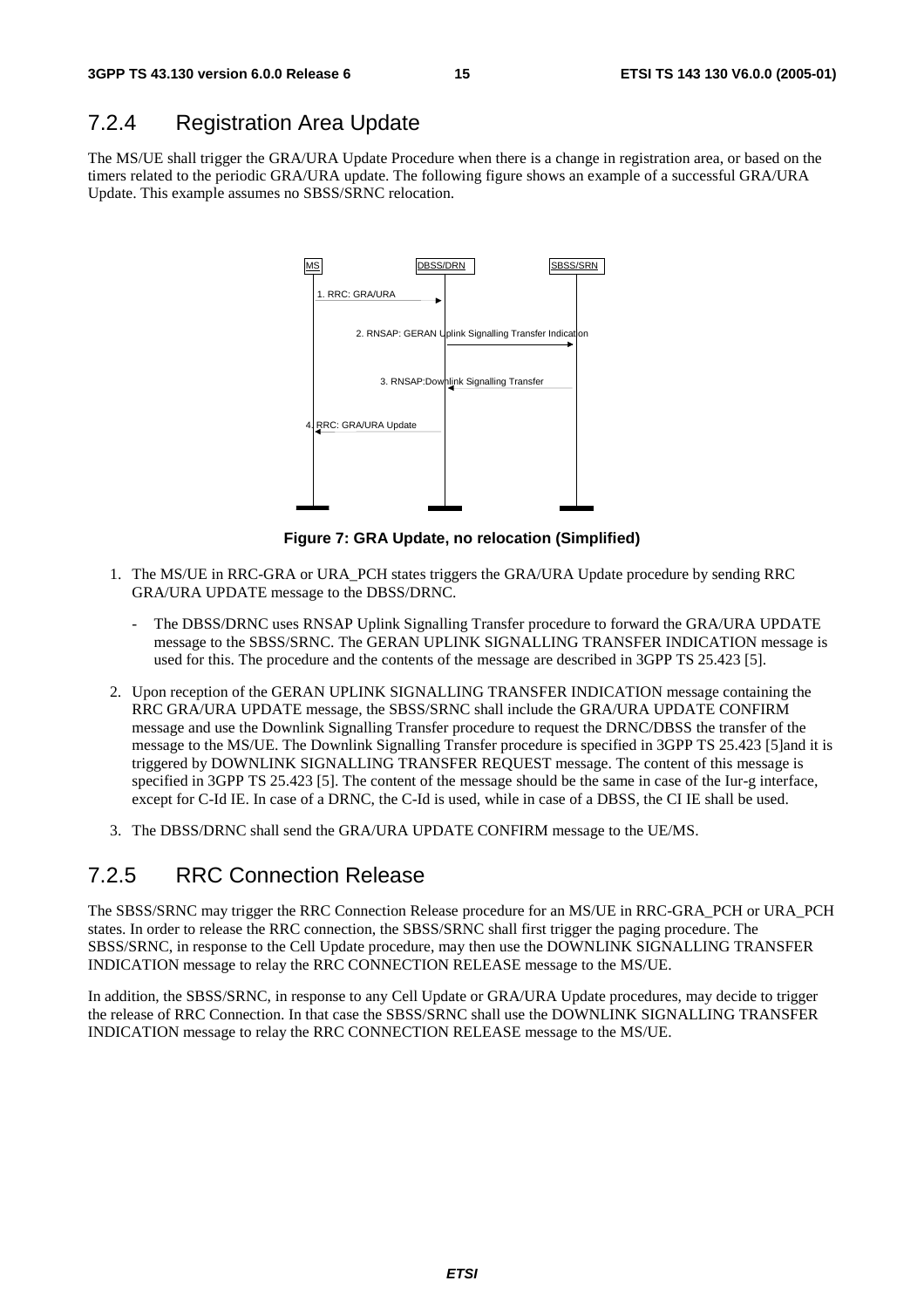### 7.2.4 Registration Area Update

The MS/UE shall trigger the GRA/URA Update Procedure when there is a change in registration area, or based on the timers related to the periodic GRA/URA update. The following figure shows an example of a successful GRA/URA Update. This example assumes no SBSS/SRNC relocation.

**Figure 7: GRA Update, no relocation (Simplified)**

1. The MS/UE in RRC-GRA or URA_PCH states triggers the GRA/URA Update procedure by sending RRC GRA/URA UPDATE message to the DBSS/DRNC.
   - The DBSS/DRNC uses RNSAP Uplink Signalling Transfer procedure to forward the GRA/URA UPDATE message to the SBSS/SRNC. The GERAN UPLINK SIGNALLING TRANSFER INDICATION message is used for this. The procedure and the contents of the message are described in 3GPP TS 25.423 [5].
2. Upon reception of the GERAN UPLINK SIGNALLING TRANSFER INDICATION message containing the RRC GRA/URA UPDATE message, the SBSS/SRNC shall include the GRA/URA UPDATE CONFIRM message and use the Downlink Signalling Transfer procedure to request the DRNC/DBSS the transfer of the message to the MS/UE. The Downlink Signalling Transfer procedure is specified in 3GPP TS 25.423 [5]and it is triggered by DOWNLINK SIGNALLING TRANSFER REQUEST message. The content of this message is specified in 3GPP TS 25.423 [5]. The content of the message should be the same in case of the Iur-g interface, except for C-Id IE. In case of a DRNC, the C-Id is used, while in case of a DBSS, the CI IE shall be used.
3. The DBSS/DRNC shall send the GRA/URA UPDATE CONFIRM message to the UE/MS.

### 7.2.5 RRC Connection Release

The SBSS/SRNC may trigger the RRC Connection Release procedure for an MS/UE in RRC-GRA_PCH or URA_PCH states. In order to release the RRC connection, the SBSS/SRNC shall first trigger the paging procedure. The SBSS/SRNC, in response to the Cell Update procedure, may then use the DOWNLINK SIGNALLING TRANSFER INDICATION message to relay the RRC CONNECTION RELEASE message to the MS/UE.

In addition, the SBSS/SRNC, in response to any Cell Update or GRA/URA Update procedures, may decide to trigger the release of RRC Connection. In that case the SBSS/SRNC shall use the DOWNLINK SIGNALLING TRANSFER INDICATION message to relay the RRC CONNECTION RELEASE message to the MS/UE.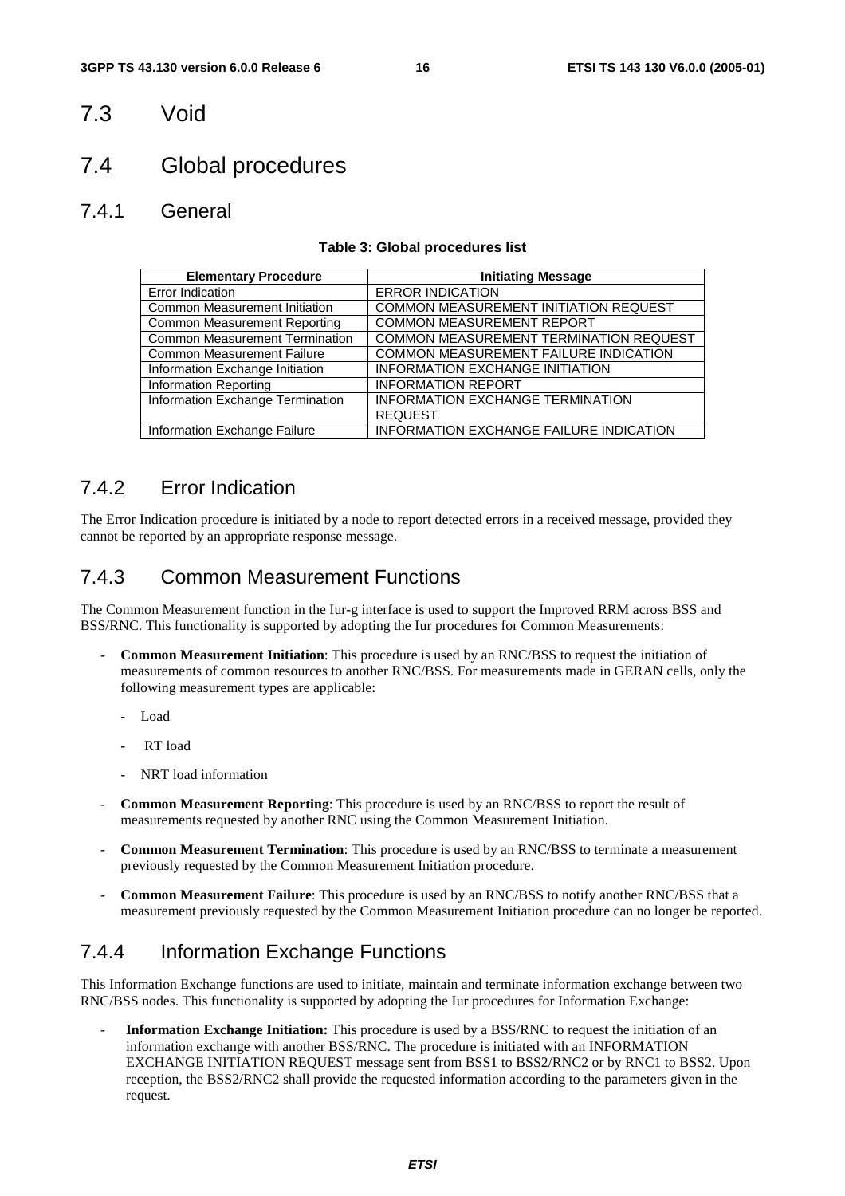## 7.3 Void

## 7.4 Global procedures

### 7.4.1 General

**Table 3: Global procedures list**

| Elementary Procedure | Initiating Message |
|---|---|
| Error Indication | ERROR INDICATION |
| Common Measurement Initiation | COMMON MEASUREMENT INITIATION REQUEST |
| Common Measurement Reporting | COMMON MEASUREMENT REPORT |
| Common Measurement Termination | COMMON MEASUREMENT TERMINATION REQUEST |
| Common Measurement Failure | COMMON MEASUREMENT FAILURE INDICATION |
| Information Exchange Initiation | INFORMATION EXCHANGE INITIATION |
| Information Reporting | INFORMATION REPORT |
| Information Exchange Termination | INFORMATION EXCHANGE TERMINATION REQUEST |
| Information Exchange Failure | INFORMATION EXCHANGE FAILURE INDICATION |

### 7.4.2 Error Indication

The Error Indication procedure is initiated by a node to report detected errors in a received message, provided they cannot be reported by an appropriate response message.

### 7.4.3 Common Measurement Functions

The Common Measurement function in the Iur-g interface is used to support the Improved RRM across BSS and BSS/RNC. This functionality is supported by adopting the Iur procedures for Common Measurements:

- **Common Measurement Initiation**: This procedure is used by an RNC/BSS to request the initiation of measurements of common resources to another RNC/BSS. For measurements made in GERAN cells, only the following measurement types are applicable:
  - Load
  - RT load
  - NRT load information
- **Common Measurement Reporting**: This procedure is used by an RNC/BSS to report the result of measurements requested by another RNC using the Common Measurement Initiation.
- **Common Measurement Termination**: This procedure is used by an RNC/BSS to terminate a measurement previously requested by the Common Measurement Initiation procedure.
- **Common Measurement Failure**: This procedure is used by an RNC/BSS to notify another RNC/BSS that a measurement previously requested by the Common Measurement Initiation procedure can no longer be reported.

### 7.4.4 Information Exchange Functions

This Information Exchange functions are used to initiate, maintain and terminate information exchange between two RNC/BSS nodes. This functionality is supported by adopting the Iur procedures for Information Exchange:

- **Information Exchange Initiation:** This procedure is used by a BSS/RNC to request the initiation of an information exchange with another BSS/RNC. The procedure is initiated with an INFORMATION EXCHANGE INITIATION REQUEST message sent from BSS1 to BSS2/RNC2 or by RNC1 to BSS2. Upon reception, the BSS2/RNC2 shall provide the requested information according to the parameters given in the request.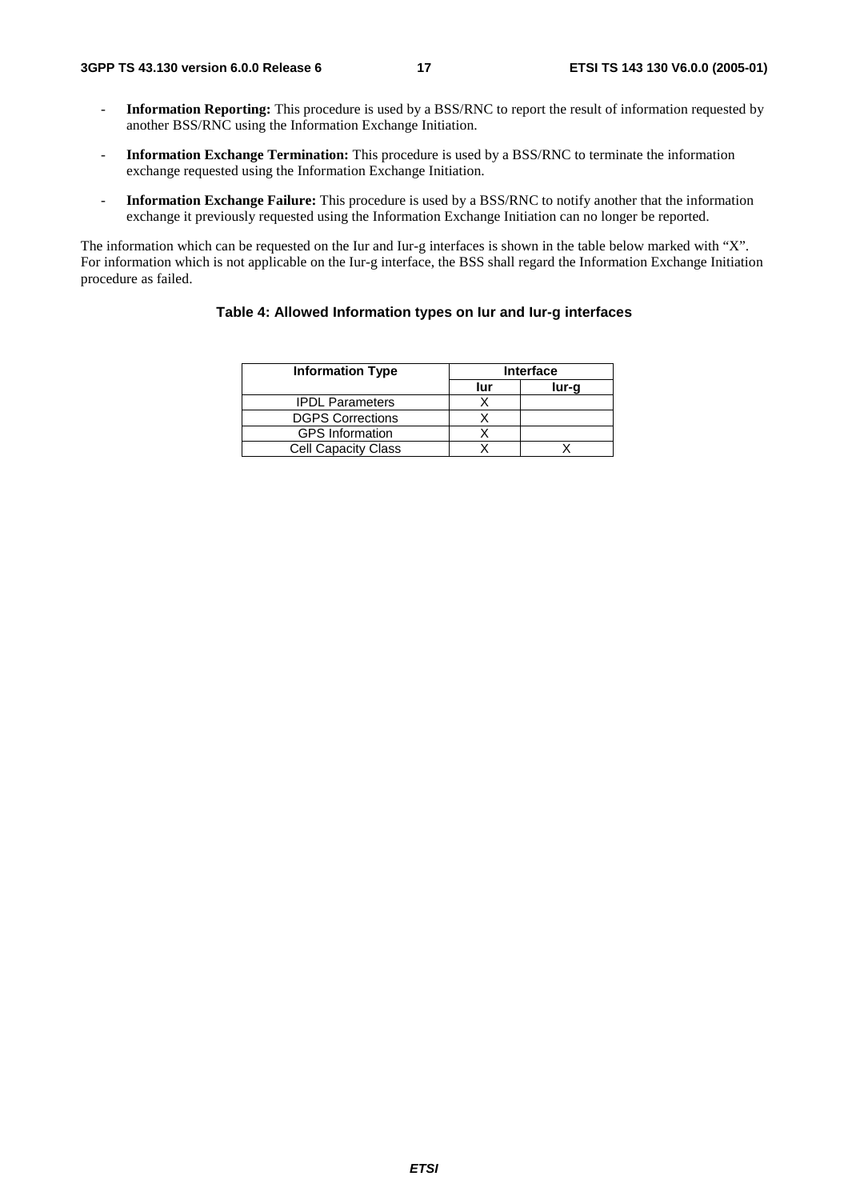- **Information Reporting:** This procedure is used by a BSS/RNC to report the result of information requested by another BSS/RNC using the Information Exchange Initiation.

- **Information Exchange Termination:** This procedure is used by a BSS/RNC to terminate the information exchange requested using the Information Exchange Initiation.

- **Information Exchange Failure:** This procedure is used by a BSS/RNC to notify another that the information exchange it previously requested using the Information Exchange Initiation can no longer be reported.

The information which can be requested on the Iur and Iur-g interfaces is shown in the table below marked with "X". For information which is not applicable on the Iur-g interface, the BSS shall regard the Information Exchange Initiation procedure as failed.

**Table 4: Allowed Information types on Iur and Iur-g interfaces**

| Information Type | Interface | |
|---|---|---|
| | Iur | Iur-g |
| IPDL Parameters | X | |
| DGPS Corrections | X | |
| GPS Information | X | |
| Cell Capacity Class | X | X |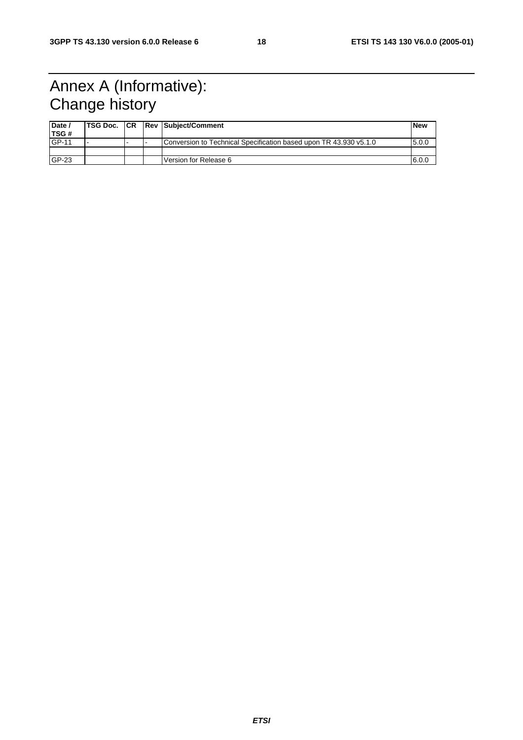# Annex A (Informative): Change history

| Date / TSG # | TSG Doc. | CR | Rev | Subject/Comment | New |
|---|---|---|---|---|---|
| GP-11 | - | - | - | Conversion to Technical Specification based upon TR 43.930 v5.1.0 | 5.0.0 |
| | | | | | |
| GP-23 | | | | Version for Release 6 | 6.0.0 |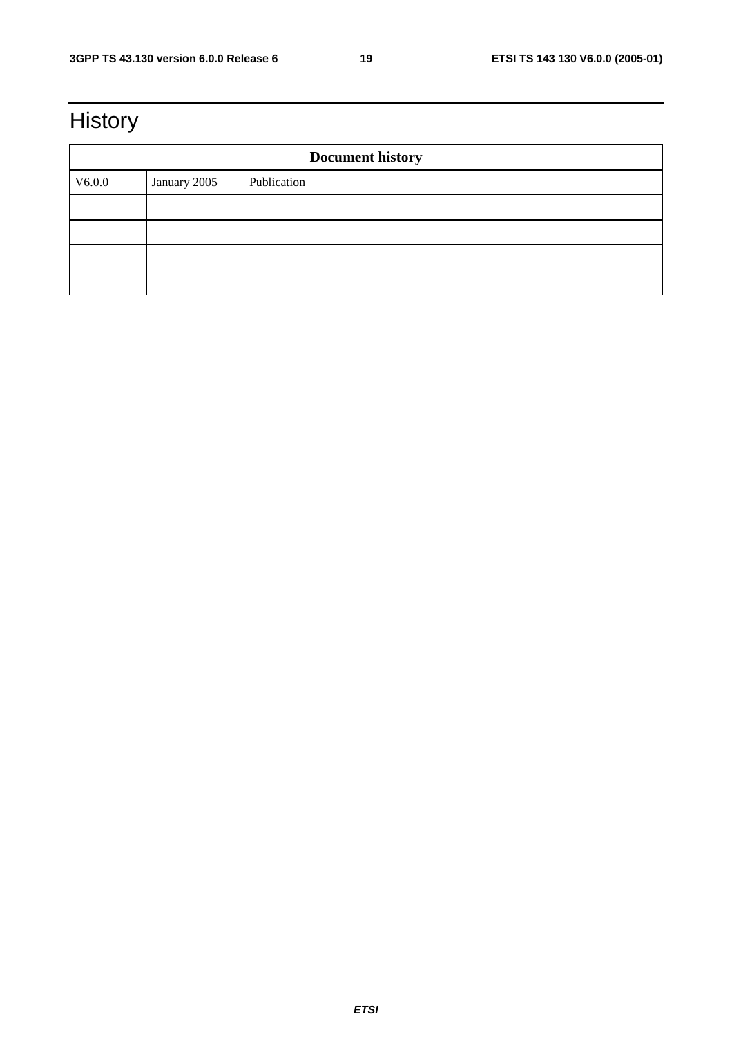# History

| Document history | | |
|---|---|---|
| V6.0.0 | January 2005 | Publication |
| | | |
| | | |
| | | |
| | | |